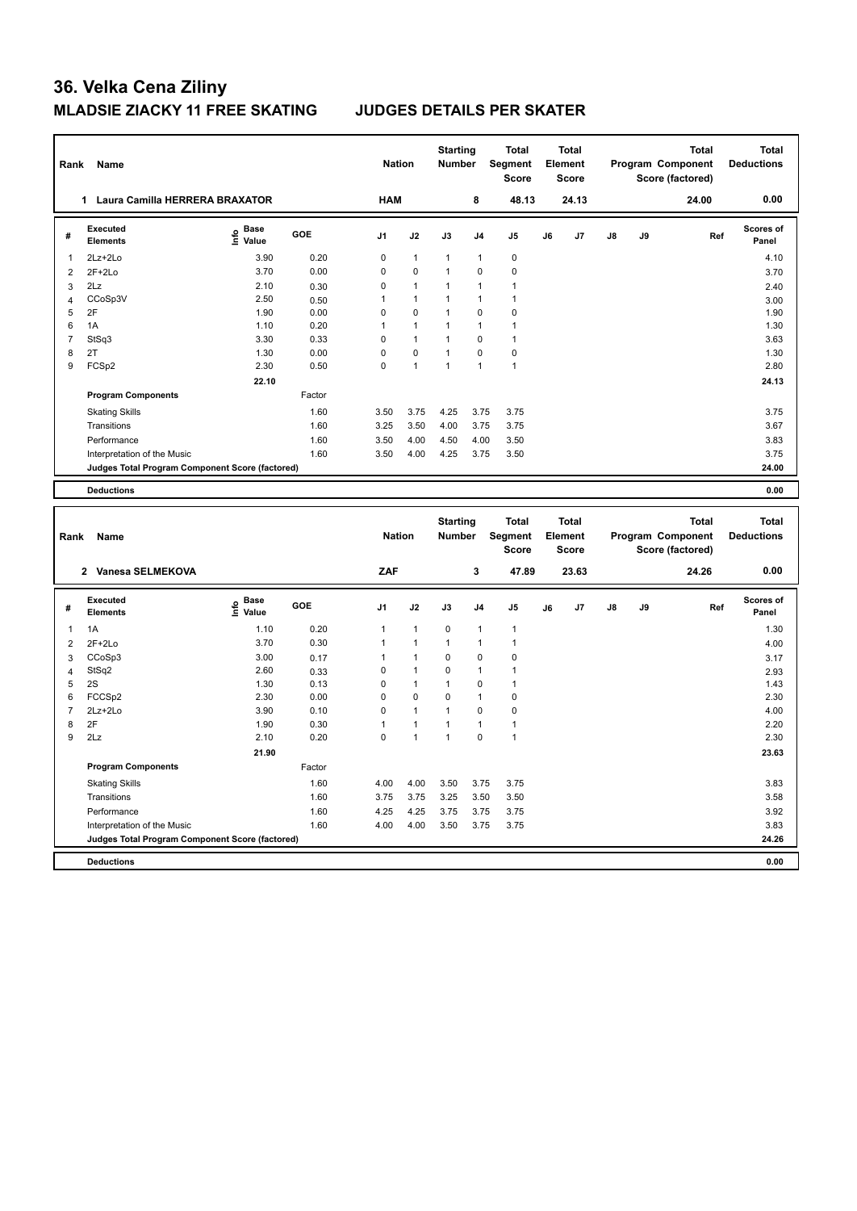# 36. Velka Cena Ziliny

## MLADSIE ZIACKY 11 FREE SKATING JUDGES DETAILS PER SKATER

| Rank | Name | Nation | Starting Number | Total Segment Score | Total Element Score | Total Program Component Score (factored) | Total Deductions |
|---|---|---|---|---|---|---|---|
| 1 | Laura Camilla HERRERA BRAXATOR | HAM | 8 | 48.13 | 24.13 | 24.00 | 0.00 |

| # | Executed Elements | Info | Base Value | GOE | J1 | J2 | J3 | J4 | J5 | J6 | J7 | J8 | J9 | Ref | Scores of Panel |
|---|---|---|---|---|---|---|---|---|---|---|---|---|---|---|---|
| 1 | 2Lz+2Lo | | 3.90 | 0.20 | 0 | 1 | 1 | 1 | 0 | | | | | | 4.10 |
| 2 | 2F+2Lo | | 3.70 | 0.00 | 0 | 0 | 1 | 0 | 0 | | | | | | 3.70 |
| 3 | 2Lz | | 2.10 | 0.30 | 0 | 1 | 1 | 1 | 1 | | | | | | 2.40 |
| 4 | CCoSp3V | | 2.50 | 0.50 | 1 | 1 | 1 | 1 | 1 | | | | | | 3.00 |
| 5 | 2F | | 1.90 | 0.00 | 0 | 0 | 1 | 0 | 0 | | | | | | 1.90 |
| 6 | 1A | | 1.10 | 0.20 | 1 | 1 | 1 | 1 | 1 | | | | | | 1.30 |
| 7 | StSq3 | | 3.30 | 0.33 | 0 | 1 | 1 | 0 | 1 | | | | | | 3.63 |
| 8 | 2T | | 1.30 | 0.00 | 0 | 0 | 1 | 0 | 0 | | | | | | 1.30 |
| 9 | FCSp2 | | 2.30 | 0.50 | 0 | 1 | 1 | 1 | 1 | | | | | | 2.80 |
| | | | 22.10 | | | | | | | | | | | | 24.13 |
| | **Program Components** | | | Factor | | | | | | | | | | | |
| | Skating Skills | | | 1.60 | 3.50 | 3.75 | 4.25 | 3.75 | 3.75 | | | | | | 3.75 |
| | Transitions | | | 1.60 | 3.25 | 3.50 | 4.00 | 3.75 | 3.75 | | | | | | 3.67 |
| | Performance | | | 1.60 | 3.50 | 4.00 | 4.50 | 4.00 | 3.50 | | | | | | 3.83 |
| | Interpretation of the Music | | | 1.60 | 3.50 | 4.00 | 4.25 | 3.75 | 3.50 | | | | | | 3.75 |
| | **Judges Total Program Component Score (factored)** | | | | | | | | | | | | | | 24.00 |
| | **Deductions** | | | | | | | | | | | | | | 0.00 |

| Rank | Name | Nation | Starting Number | Total Segment Score | Total Element Score | Total Program Component Score (factored) | Total Deductions |
|---|---|---|---|---|---|---|---|
| 2 | Vanesa SELMEKOVA | ZAF | 3 | 47.89 | 23.63 | 24.26 | 0.00 |

| # | Executed Elements | Info | Base Value | GOE | J1 | J2 | J3 | J4 | J5 | J6 | J7 | J8 | J9 | Ref | Scores of Panel |
|---|---|---|---|---|---|---|---|---|---|---|---|---|---|---|---|
| 1 | 1A | | 1.10 | 0.20 | 1 | 1 | 0 | 1 | 1 | | | | | | 1.30 |
| 2 | 2F+2Lo | | 3.70 | 0.30 | 1 | 1 | 1 | 1 | 1 | | | | | | 4.00 |
| 3 | CCoSp3 | | 3.00 | 0.17 | 1 | 1 | 0 | 0 | 0 | | | | | | 3.17 |
| 4 | StSq2 | | 2.60 | 0.33 | 0 | 1 | 0 | 1 | 1 | | | | | | 2.93 |
| 5 | 2S | | 1.30 | 0.13 | 0 | 1 | 1 | 0 | 1 | | | | | | 1.43 |
| 6 | FCCSp2 | | 2.30 | 0.00 | 0 | 0 | 0 | 1 | 0 | | | | | | 2.30 |
| 7 | 2Lz+2Lo | | 3.90 | 0.10 | 0 | 1 | 1 | 0 | 0 | | | | | | 4.00 |
| 8 | 2F | | 1.90 | 0.30 | 1 | 1 | 1 | 1 | 1 | | | | | | 2.20 |
| 9 | 2Lz | | 2.10 | 0.20 | 0 | 1 | 1 | 0 | 1 | | | | | | 2.30 |
| | | | 21.90 | | | | | | | | | | | | 23.63 |
| | **Program Components** | | | Factor | | | | | | | | | | | |
| | Skating Skills | | | 1.60 | 4.00 | 4.00 | 3.50 | 3.75 | 3.75 | | | | | | 3.83 |
| | Transitions | | | 1.60 | 3.75 | 3.75 | 3.25 | 3.50 | 3.50 | | | | | | 3.58 |
| | Performance | | | 1.60 | 4.25 | 4.25 | 3.75 | 3.75 | 3.75 | | | | | | 3.92 |
| | Interpretation of the Music | | | 1.60 | 4.00 | 4.00 | 3.50 | 3.75 | 3.75 | | | | | | 3.83 |
| | **Judges Total Program Component Score (factored)** | | | | | | | | | | | | | | 24.26 |
| | **Deductions** | | | | | | | | | | | | | | 0.00 |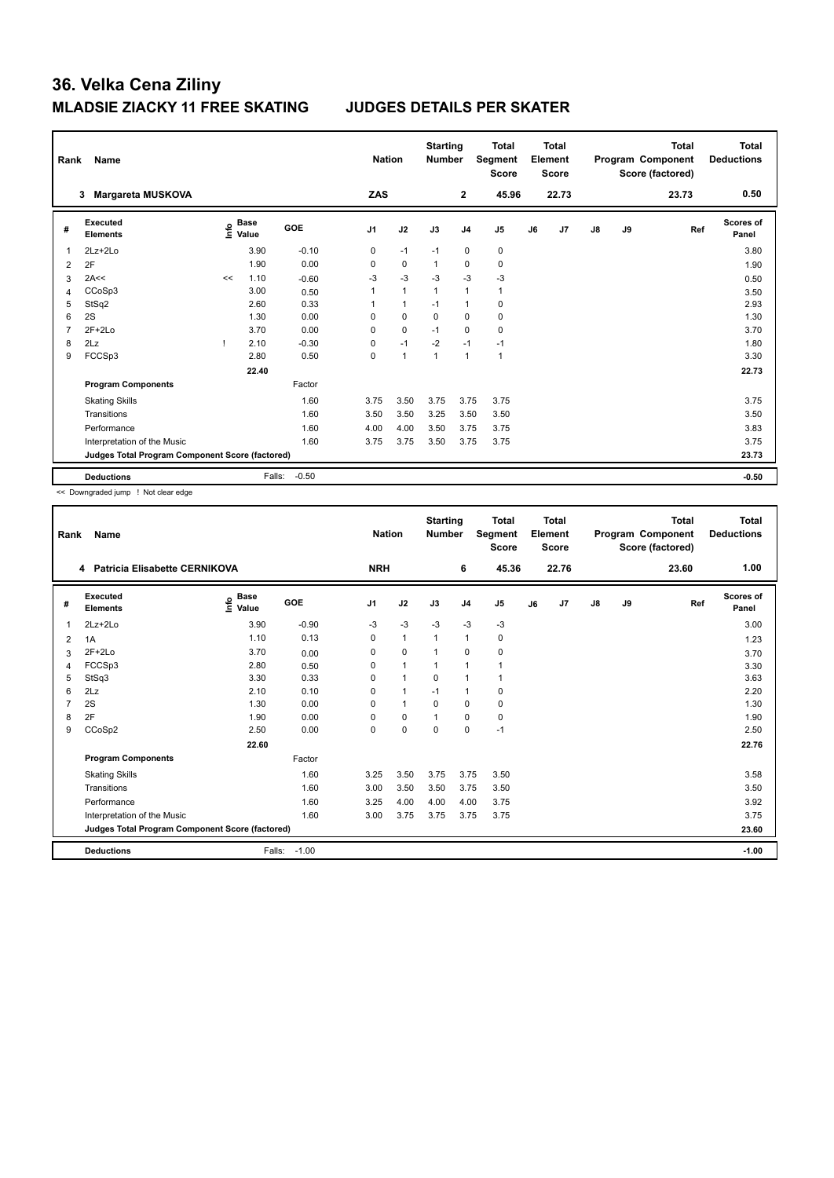# 36. Velka Cena Ziliny

## MLADSIE ZIACKY 11 FREE SKATING JUDGES DETAILS PER SKATER

| Rank | Name | Nation | Starting Number | Total Segment Score | Total Element Score | Total Program Component Score (factored) | Total Deductions |
|---|---|---|---|---|---|---|---|
| 3 | Margareta MUSKOVA | ZAS | 2 | 45.96 | 22.73 | 23.73 | 0.50 |

| # | Executed Elements | Info | Base Value | GOE | J1 | J2 | J3 | J4 | J5 | J6 | J7 | J8 | J9 | Ref | Scores of Panel |
|---|---|---|---|---|---|---|---|---|---|---|---|---|---|---|---|
| 1 | 2Lz+2Lo | | 3.90 | -0.10 | 0 | -1 | -1 | 0 | 0 | | | | | | 3.80 |
| 2 | 2F | | 1.90 | 0.00 | 0 | 0 | 1 | 0 | 0 | | | | | | 1.90 |
| 3 | 2A<< | << | 1.10 | -0.60 | -3 | -3 | -3 | -3 | -3 | | | | | | 0.50 |
| 4 | CCoSp3 | | 3.00 | 0.50 | 1 | 1 | 1 | 1 | 1 | | | | | | 3.50 |
| 5 | StSq2 | | 2.60 | 0.33 | 1 | 1 | -1 | 1 | 0 | | | | | | 2.93 |
| 6 | 2S | | 1.30 | 0.00 | 0 | 0 | 0 | 0 | 0 | | | | | | 1.30 |
| 7 | 2F+2Lo | | 3.70 | 0.00 | 0 | 0 | -1 | 0 | 0 | | | | | | 3.70 |
| 8 | 2Lz | ! | 2.10 | -0.30 | 0 | -1 | -2 | -1 | -1 | | | | | | 1.80 |
| 9 | FCCSp3 | | 2.80 | 0.50 | 0 | 1 | 1 | 1 | 1 | | | | | | 3.30 |
| | | | 22.40 | | | | | | | | | | | | 22.73 |
| | **Program Components** | | | Factor | | | | | | | | | | | |
| | Skating Skills | | | 1.60 | 3.75 | 3.50 | 3.75 | 3.75 | 3.75 | | | | | | 3.75 |
| | Transitions | | | 1.60 | 3.50 | 3.50 | 3.25 | 3.50 | 3.50 | | | | | | 3.50 |
| | Performance | | | 1.60 | 4.00 | 4.00 | 3.50 | 3.75 | 3.75 | | | | | | 3.83 |
| | Interpretation of the Music | | | 1.60 | 3.75 | 3.75 | 3.50 | 3.75 | 3.75 | | | | | | 3.75 |
| | **Judges Total Program Component Score (factored)** | | | | | | | | | | | | | | 23.73 |
| | **Deductions** | | Falls: | -0.50 | | | | | | | | | | | -0.50 |

<< Downgraded jump ! Not clear edge

| Rank | Name | Nation | Starting Number | Total Segment Score | Total Element Score | Total Program Component Score (factored) | Total Deductions |
|---|---|---|---|---|---|---|---|
| 4 | Patricia Elisabette CERNIKOVA | NRH | 6 | 45.36 | 22.76 | 23.60 | 1.00 |

| # | Executed Elements | Info | Base Value | GOE | J1 | J2 | J3 | J4 | J5 | J6 | J7 | J8 | J9 | Ref | Scores of Panel |
|---|---|---|---|---|---|---|---|---|---|---|---|---|---|---|---|
| 1 | 2Lz+2Lo | | 3.90 | -0.90 | -3 | -3 | -3 | -3 | -3 | | | | | | 3.00 |
| 2 | 1A | | 1.10 | 0.13 | 0 | 1 | 1 | 1 | 0 | | | | | | 1.23 |
| 3 | 2F+2Lo | | 3.70 | 0.00 | 0 | 0 | 1 | 0 | 0 | | | | | | 3.70 |
| 4 | FCCSp3 | | 2.80 | 0.50 | 0 | 1 | 1 | 1 | 1 | | | | | | 3.30 |
| 5 | StSq3 | | 3.30 | 0.33 | 0 | 1 | 0 | 1 | 1 | | | | | | 3.63 |
| 6 | 2Lz | | 2.10 | 0.10 | 0 | 1 | -1 | 1 | 0 | | | | | | 2.20 |
| 7 | 2S | | 1.30 | 0.00 | 0 | 1 | 0 | 0 | 0 | | | | | | 1.30 |
| 8 | 2F | | 1.90 | 0.00 | 0 | 0 | 1 | 0 | 0 | | | | | | 1.90 |
| 9 | CCoSp2 | | 2.50 | 0.00 | 0 | 0 | 0 | 0 | -1 | | | | | | 2.50 |
| | | | 22.60 | | | | | | | | | | | | 22.76 |
| | **Program Components** | | | Factor | | | | | | | | | | | |
| | Skating Skills | | | 1.60 | 3.25 | 3.50 | 3.75 | 3.75 | 3.50 | | | | | | 3.58 |
| | Transitions | | | 1.60 | 3.00 | 3.50 | 3.50 | 3.75 | 3.50 | | | | | | 3.50 |
| | Performance | | | 1.60 | 3.25 | 4.00 | 4.00 | 4.00 | 3.75 | | | | | | 3.92 |
| | Interpretation of the Music | | | 1.60 | 3.00 | 3.75 | 3.75 | 3.75 | 3.75 | | | | | | 3.75 |
| | **Judges Total Program Component Score (factored)** | | | | | | | | | | | | | | 23.60 |
| | **Deductions** | | Falls: | -1.00 | | | | | | | | | | | -1.00 |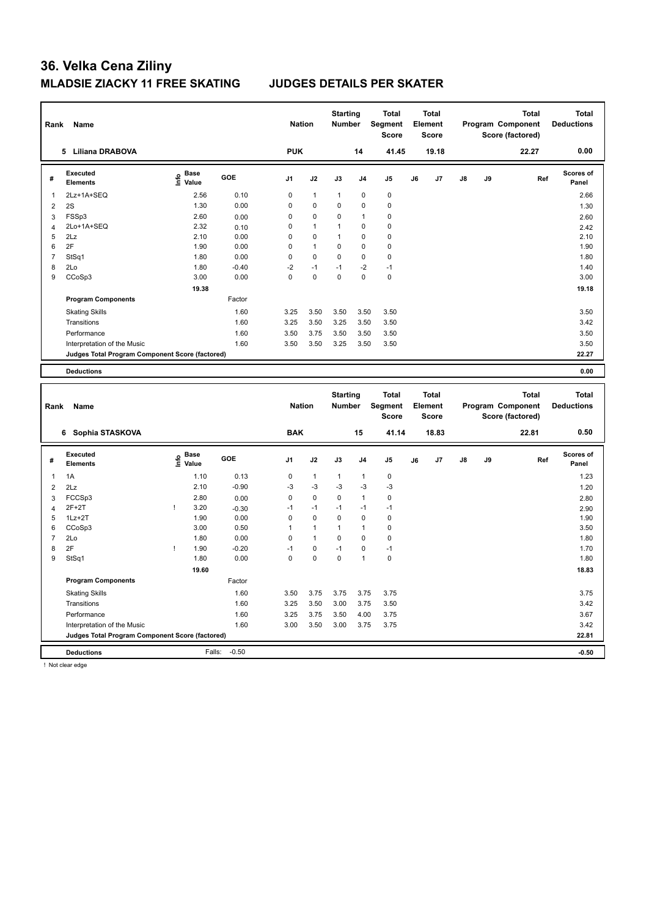# 36. Velka Cena Ziliny

## MLADSIE ZIACKY 11 FREE SKATING JUDGES DETAILS PER SKATER

| Rank | Name | Nation | Starting Number | Total Segment Score | Total Element Score | Total Program Component Score (factored) | Total Deductions |
|---|---|---|---|---|---|---|---|
| 5 | Liliana DRABOVA | PUK | 14 | 41.45 | 19.18 | 22.27 | 0.00 |

| # | Executed Elements | Info | Base Value | GOE | J1 | J2 | J3 | J4 | J5 | J6 | J7 | J8 | J9 | Ref | Scores of Panel |
|---|---|---|---|---|---|---|---|---|---|---|---|---|---|---|---|
| 1 | 2Lz+1A+SEQ | | 2.56 | 0.10 | 0 | 1 | 1 | 0 | 0 | | | | | | 2.66 |
| 2 | 2S | | 1.30 | 0.00 | 0 | 0 | 0 | 0 | 0 | | | | | | 1.30 |
| 3 | FSSp3 | | 2.60 | 0.00 | 0 | 0 | 0 | 1 | 0 | | | | | | 2.60 |
| 4 | 2Lo+1A+SEQ | | 2.32 | 0.10 | 0 | 1 | 1 | 0 | 0 | | | | | | 2.42 |
| 5 | 2Lz | | 2.10 | 0.00 | 0 | 0 | 1 | 0 | 0 | | | | | | 2.10 |
| 6 | 2F | | 1.90 | 0.00 | 0 | 1 | 0 | 0 | 0 | | | | | | 1.90 |
| 7 | StSq1 | | 1.80 | 0.00 | 0 | 0 | 0 | 0 | 0 | | | | | | 1.80 |
| 8 | 2Lo | | 1.80 | -0.40 | -2 | -1 | -1 | -2 | -1 | | | | | | 1.40 |
| 9 | CCoSp3 | | 3.00 | 0.00 | 0 | 0 | 0 | 0 | 0 | | | | | | 3.00 |
| | | | 19.38 | | | | | | | | | | | | 19.18 |
| | **Program Components** | | | Factor | | | | | | | | | | | |
| | Skating Skills | | | 1.60 | 3.25 | 3.50 | 3.50 | 3.50 | 3.50 | | | | | | 3.50 |
| | Transitions | | | 1.60 | 3.25 | 3.50 | 3.25 | 3.50 | 3.50 | | | | | | 3.42 |
| | Performance | | | 1.60 | 3.50 | 3.75 | 3.50 | 3.50 | 3.50 | | | | | | 3.50 |
| | Interpretation of the Music | | | 1.60 | 3.50 | 3.50 | 3.25 | 3.50 | 3.50 | | | | | | 3.50 |
| | **Judges Total Program Component Score (factored)** | | | | | | | | | | | | | | 22.27 |
| | **Deductions** | | | | | | | | | | | | | | 0.00 |

| Rank | Name | Nation | Starting Number | Total Segment Score | Total Element Score | Total Program Component Score (factored) | Total Deductions |
|---|---|---|---|---|---|---|---|
| 6 | Sophia STASKOVA | BAK | 15 | 41.14 | 18.83 | 22.81 | 0.50 |

| # | Executed Elements | Info | Base Value | GOE | J1 | J2 | J3 | J4 | J5 | J6 | J7 | J8 | J9 | Ref | Scores of Panel |
|---|---|---|---|---|---|---|---|---|---|---|---|---|---|---|---|
| 1 | 1A | | 1.10 | 0.13 | 0 | 1 | 1 | 1 | 0 | | | | | | 1.23 |
| 2 | 2Lz | | 2.10 | -0.90 | -3 | -3 | -3 | -3 | -3 | | | | | | 1.20 |
| 3 | FCCSp3 | | 2.80 | 0.00 | 0 | 0 | 0 | 1 | 0 | | | | | | 2.80 |
| 4 | 2F+2T | ! | 3.20 | -0.30 | -1 | -1 | -1 | -1 | -1 | | | | | | 2.90 |
| 5 | 1Lz+2T | | 1.90 | 0.00 | 0 | 0 | 0 | 0 | 0 | | | | | | 1.90 |
| 6 | CCoSp3 | | 3.00 | 0.50 | 1 | 1 | 1 | 1 | 0 | | | | | | 3.50 |
| 7 | 2Lo | | 1.80 | 0.00 | 0 | 1 | 0 | 0 | 0 | | | | | | 1.80 |
| 8 | 2F | ! | 1.90 | -0.20 | -1 | 0 | -1 | 0 | -1 | | | | | | 1.70 |
| 9 | StSq1 | | 1.80 | 0.00 | 0 | 0 | 0 | 1 | 0 | | | | | | 1.80 |
| | | | 19.60 | | | | | | | | | | | | 18.83 |
| | **Program Components** | | | Factor | | | | | | | | | | | |
| | Skating Skills | | | 1.60 | 3.50 | 3.75 | 3.75 | 3.75 | 3.75 | | | | | | 3.75 |
| | Transitions | | | 1.60 | 3.25 | 3.50 | 3.00 | 3.75 | 3.50 | | | | | | 3.42 |
| | Performance | | | 1.60 | 3.25 | 3.75 | 3.50 | 4.00 | 3.75 | | | | | | 3.67 |
| | Interpretation of the Music | | | 1.60 | 3.00 | 3.50 | 3.00 | 3.75 | 3.75 | | | | | | 3.42 |
| | **Judges Total Program Component Score (factored)** | | | | | | | | | | | | | | 22.81 |
| | **Deductions** | | Falls: | -0.50 | | | | | | | | | | | -0.50 |

! Not clear edge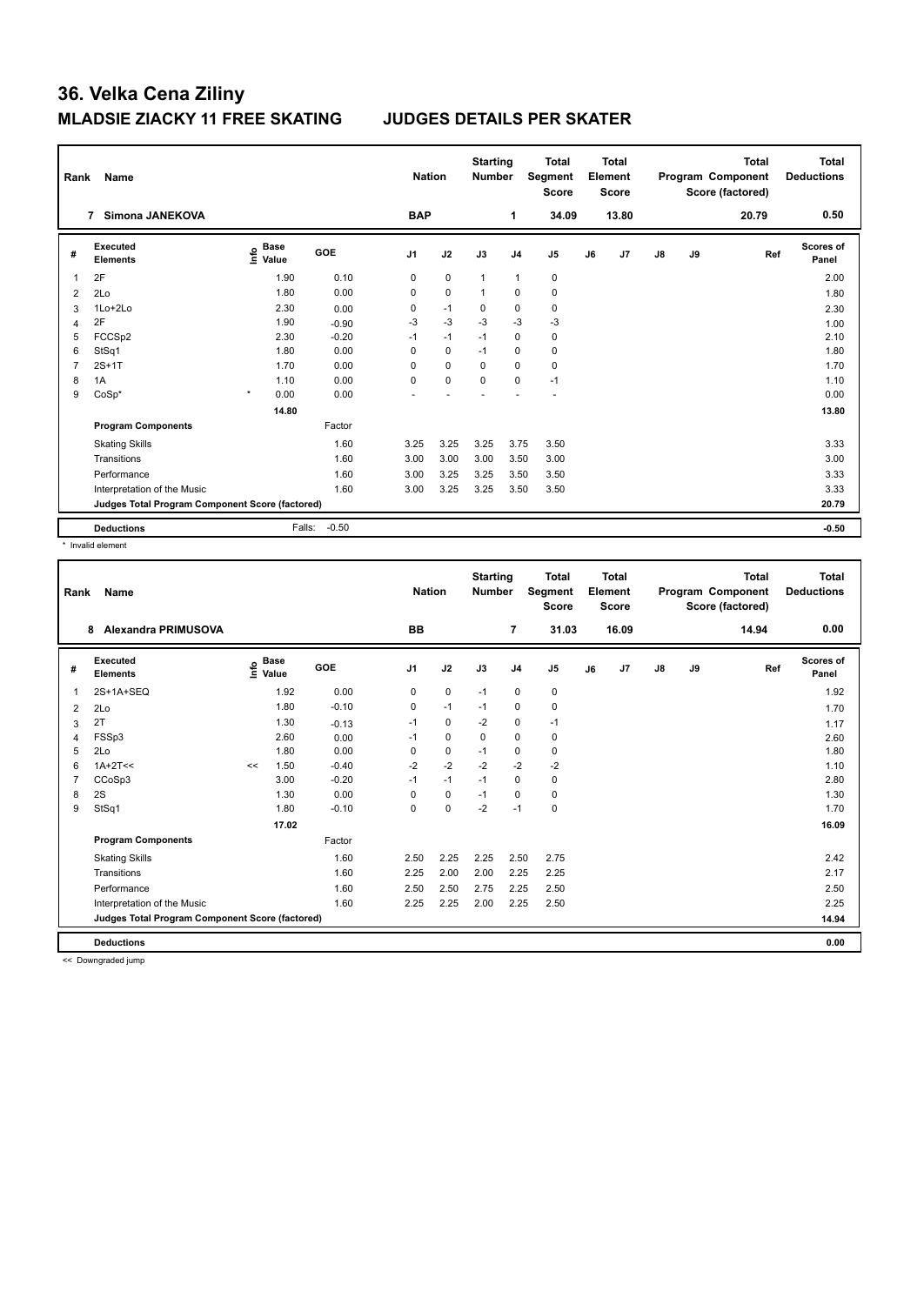# 36. Velka Cena Ziliny

## MLADSIE ZIACKY 11 FREE SKATING JUDGES DETAILS PER SKATER

| Rank | Name | Nation | Starting Number | Total Segment Score | Total Element Score | Total Program Component Score (factored) | Total Deductions |
|---|---|---|---|---|---|---|---|
| 7 | Simona JANEKOVA | BAP | 1 | 34.09 | 13.80 | 20.79 | 0.50 |

| # | Executed Elements | Info | Base Value | GOE | J1 | J2 | J3 | J4 | J5 | J6 | J7 | J8 | J9 | Ref | Scores of Panel |
|---|---|---|---|---|---|---|---|---|---|---|---|---|---|---|---|
| 1 | 2F | | 1.90 | 0.10 | 0 | 0 | 1 | 1 | 0 | | | | | | 2.00 |
| 2 | 2Lo | | 1.80 | 0.00 | 0 | 0 | 1 | 0 | 0 | | | | | | 1.80 |
| 3 | 1Lo+2Lo | | 2.30 | 0.00 | 0 | -1 | 0 | 0 | 0 | | | | | | 2.30 |
| 4 | 2F | | 1.90 | -0.90 | -3 | -3 | -3 | -3 | -3 | | | | | | 1.00 |
| 5 | FCCSp2 | | 2.30 | -0.20 | -1 | -1 | -1 | 0 | 0 | | | | | | 2.10 |
| 6 | StSq1 | | 1.80 | 0.00 | 0 | 0 | -1 | 0 | 0 | | | | | | 1.80 |
| 7 | 2S+1T | | 1.70 | 0.00 | 0 | 0 | 0 | 0 | 0 | | | | | | 1.70 |
| 8 | 1A | | 1.10 | 0.00 | 0 | 0 | 0 | 0 | -1 | | | | | | 1.10 |
| 9 | CoSp* | * | 0.00 | 0.00 | - | - | - | - | - | | | | | | 0.00 |
| | | | 14.80 | | | | | | | | | | | | 13.80 |
| | **Program Components** | | | Factor | | | | | | | | | | | |
| | Skating Skills | | | 1.60 | 3.25 | 3.25 | 3.25 | 3.75 | 3.50 | | | | | | 3.33 |
| | Transitions | | | 1.60 | 3.00 | 3.00 | 3.00 | 3.50 | 3.00 | | | | | | 3.00 |
| | Performance | | | 1.60 | 3.00 | 3.25 | 3.25 | 3.50 | 3.50 | | | | | | 3.33 |
| | Interpretation of the Music | | | 1.60 | 3.00 | 3.25 | 3.25 | 3.50 | 3.50 | | | | | | 3.33 |
| | **Judges Total Program Component Score (factored)** | | | | | | | | | | | | | | 20.79 |
| | **Deductions** | | Falls: | -0.50 | | | | | | | | | | | -0.50 |

\* Invalid element

| Rank | Name | Nation | Starting Number | Total Segment Score | Total Element Score | Total Program Component Score (factored) | Total Deductions |
|---|---|---|---|---|---|---|---|
| 8 | Alexandra PRIMUSOVA | BB | 7 | 31.03 | 16.09 | 14.94 | 0.00 |

| # | Executed Elements | Info | Base Value | GOE | J1 | J2 | J3 | J4 | J5 | J6 | J7 | J8 | J9 | Ref | Scores of Panel |
|---|---|---|---|---|---|---|---|---|---|---|---|---|---|---|---|
| 1 | 2S+1A+SEQ | | 1.92 | 0.00 | 0 | 0 | -1 | 0 | 0 | | | | | | 1.92 |
| 2 | 2Lo | | 1.80 | -0.10 | 0 | -1 | -1 | 0 | 0 | | | | | | 1.70 |
| 3 | 2T | | 1.30 | -0.13 | -1 | 0 | -2 | 0 | -1 | | | | | | 1.17 |
| 4 | FSSp3 | | 2.60 | 0.00 | -1 | 0 | 0 | 0 | 0 | | | | | | 2.60 |
| 5 | 2Lo | | 1.80 | 0.00 | 0 | 0 | -1 | 0 | 0 | | | | | | 1.80 |
| 6 | 1A+2T<< | << | 1.50 | -0.40 | -2 | -2 | -2 | -2 | -2 | | | | | | 1.10 |
| 7 | CCoSp3 | | 3.00 | -0.20 | -1 | -1 | -1 | 0 | 0 | | | | | | 2.80 |
| 8 | 2S | | 1.30 | 0.00 | 0 | 0 | -1 | 0 | 0 | | | | | | 1.30 |
| 9 | StSq1 | | 1.80 | -0.10 | 0 | 0 | -2 | -1 | 0 | | | | | | 1.70 |
| | | | 17.02 | | | | | | | | | | | | 16.09 |
| | **Program Components** | | | Factor | | | | | | | | | | | |
| | Skating Skills | | | 1.60 | 2.50 | 2.25 | 2.25 | 2.50 | 2.75 | | | | | | 2.42 |
| | Transitions | | | 1.60 | 2.25 | 2.00 | 2.00 | 2.25 | 2.25 | | | | | | 2.17 |
| | Performance | | | 1.60 | 2.50 | 2.50 | 2.75 | 2.25 | 2.50 | | | | | | 2.50 |
| | Interpretation of the Music | | | 1.60 | 2.25 | 2.25 | 2.00 | 2.25 | 2.50 | | | | | | 2.25 |
| | **Judges Total Program Component Score (factored)** | | | | | | | | | | | | | | 14.94 |
| | **Deductions** | | | | | | | | | | | | | | 0.00 |

<< Downgraded jump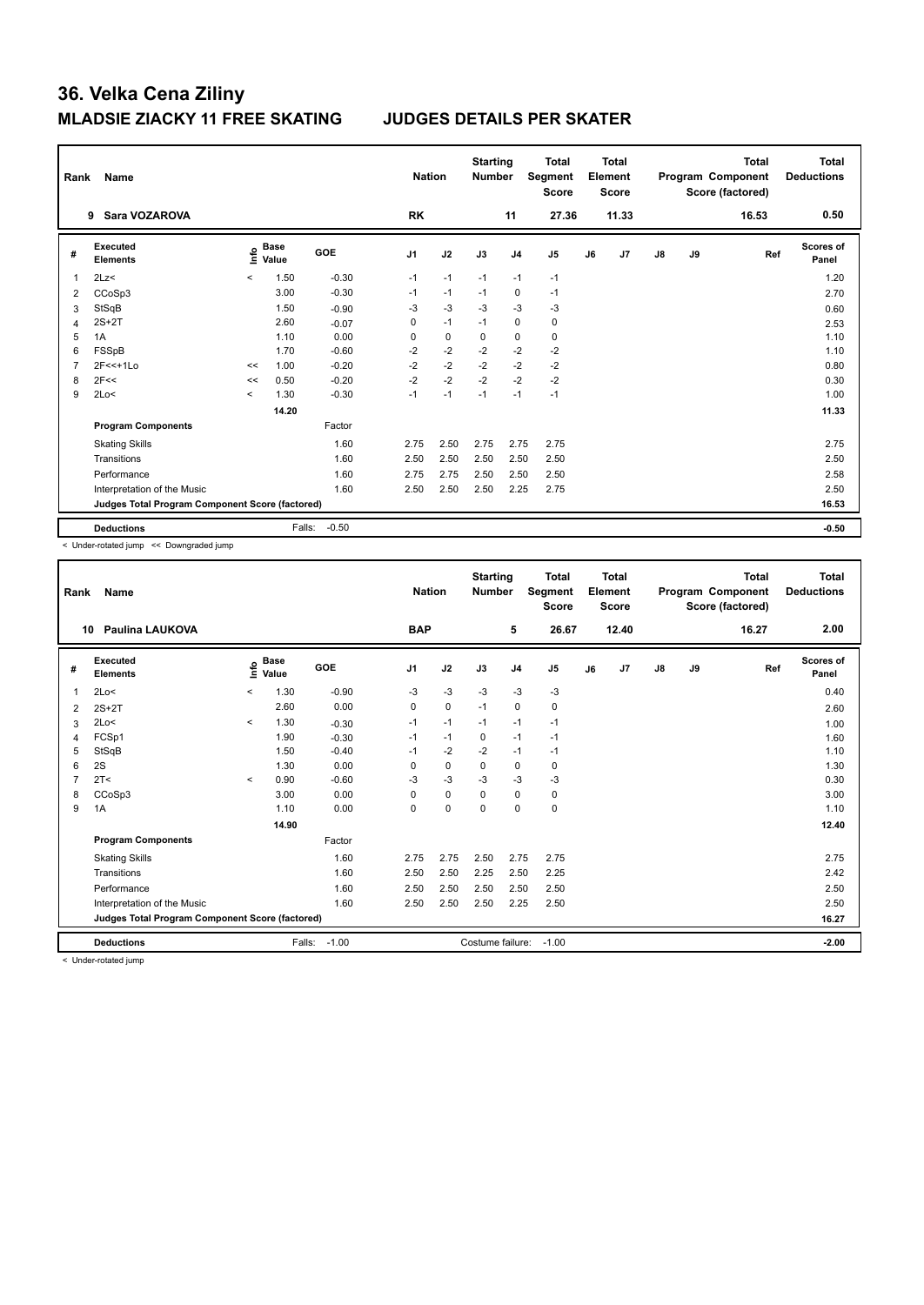# 36. Velka Cena Ziliny

## MLADSIE ZIACKY 11 FREE SKATING JUDGES DETAILS PER SKATER

| Rank | Name | Nation | Starting Number | Total Segment Score | Total Element Score | Total Program Component Score (factored) | Total Deductions |
|---|---|---|---|---|---|---|---|
| 9 | Sara VOZAROVA | RK | 11 | 27.36 | 11.33 | 16.53 | 0.50 |

| # | Executed Elements | Info | Base Value | GOE | J1 | J2 | J3 | J4 | J5 | J6 | J7 | J8 | J9 | Ref | Scores of Panel |
|---|---|---|---|---|---|---|---|---|---|---|---|---|---|---|---|
| 1 | 2Lz< | < | 1.50 | -0.30 | -1 | -1 | -1 | -1 | -1 | | | | | | 1.20 |
| 2 | CCoSp3 | | 3.00 | -0.30 | -1 | -1 | -1 | 0 | -1 | | | | | | 2.70 |
| 3 | StSqB | | 1.50 | -0.90 | -3 | -3 | -3 | -3 | -3 | | | | | | 0.60 |
| 4 | 2S+2T | | 2.60 | -0.07 | 0 | -1 | -1 | 0 | 0 | | | | | | 2.53 |
| 5 | 1A | | 1.10 | 0.00 | 0 | 0 | 0 | 0 | 0 | | | | | | 1.10 |
| 6 | FSSpB | | 1.70 | -0.60 | -2 | -2 | -2 | -2 | -2 | | | | | | 1.10 |
| 7 | 2F<<+1Lo | << | 1.00 | -0.20 | -2 | -2 | -2 | -2 | -2 | | | | | | 0.80 |
| 8 | 2F<< | << | 0.50 | -0.20 | -2 | -2 | -2 | -2 | -2 | | | | | | 0.30 |
| 9 | 2Lo< | < | 1.30 | -0.30 | -1 | -1 | -1 | -1 | -1 | | | | | | 1.00 |
| | | | 14.20 | | | | | | | | | | | | 11.33 |
| | **Program Components** | | | Factor | | | | | | | | | | | |
| | Skating Skills | | | 1.60 | 2.75 | 2.50 | 2.75 | 2.75 | 2.75 | | | | | | 2.75 |
| | Transitions | | | 1.60 | 2.50 | 2.50 | 2.50 | 2.50 | 2.50 | | | | | | 2.50 |
| | Performance | | | 1.60 | 2.75 | 2.75 | 2.50 | 2.50 | 2.50 | | | | | | 2.58 |
| | Interpretation of the Music | | | 1.60 | 2.50 | 2.50 | 2.50 | 2.25 | 2.75 | | | | | | 2.50 |
| | **Judges Total Program Component Score (factored)** | | | | | | | | | | | | | | 16.53 |
| | **Deductions** | | Falls: | -0.50 | | | | | | | | | | | -0.50 |

< Under-rotated jump << Downgraded jump

| Rank | Name | Nation | Starting Number | Total Segment Score | Total Element Score | Total Program Component Score (factored) | Total Deductions |
|---|---|---|---|---|---|---|---|
| 10 | Paulina LAUKOVA | BAP | 5 | 26.67 | 12.40 | 16.27 | 2.00 |

| # | Executed Elements | Info | Base Value | GOE | J1 | J2 | J3 | J4 | J5 | J6 | J7 | J8 | J9 | Ref | Scores of Panel |
|---|---|---|---|---|---|---|---|---|---|---|---|---|---|---|---|
| 1 | 2Lo< | < | 1.30 | -0.90 | -3 | -3 | -3 | -3 | -3 | | | | | | 0.40 |
| 2 | 2S+2T | | 2.60 | 0.00 | 0 | 0 | -1 | 0 | 0 | | | | | | 2.60 |
| 3 | 2Lo< | < | 1.30 | -0.30 | -1 | -1 | -1 | -1 | -1 | | | | | | 1.00 |
| 4 | FCSp1 | | 1.90 | -0.30 | -1 | -1 | 0 | -1 | -1 | | | | | | 1.60 |
| 5 | StSqB | | 1.50 | -0.40 | -1 | -2 | -2 | -1 | -1 | | | | | | 1.10 |
| 6 | 2S | | 1.30 | 0.00 | 0 | 0 | 0 | 0 | 0 | | | | | | 1.30 |
| 7 | 2T< | < | 0.90 | -0.60 | -3 | -3 | -3 | -3 | -3 | | | | | | 0.30 |
| 8 | CCoSp3 | | 3.00 | 0.00 | 0 | 0 | 0 | 0 | 0 | | | | | | 3.00 |
| 9 | 1A | | 1.10 | 0.00 | 0 | 0 | 0 | 0 | 0 | | | | | | 1.10 |
| | | | 14.90 | | | | | | | | | | | | 12.40 |
| | **Program Components** | | | Factor | | | | | | | | | | | |
| | Skating Skills | | | 1.60 | 2.75 | 2.75 | 2.50 | 2.75 | 2.75 | | | | | | 2.75 |
| | Transitions | | | 1.60 | 2.50 | 2.50 | 2.25 | 2.50 | 2.25 | | | | | | 2.42 |
| | Performance | | | 1.60 | 2.50 | 2.50 | 2.50 | 2.50 | 2.50 | | | | | | 2.50 |
| | Interpretation of the Music | | | 1.60 | 2.50 | 2.50 | 2.50 | 2.25 | 2.50 | | | | | | 2.50 |
| | **Judges Total Program Component Score (factored)** | | | | | | | | | | | | | | 16.27 |
| | **Deductions** | | Falls: | -1.00 | | | Costume failure: | | -1.00 | | | | | | -2.00 |

< Under-rotated jump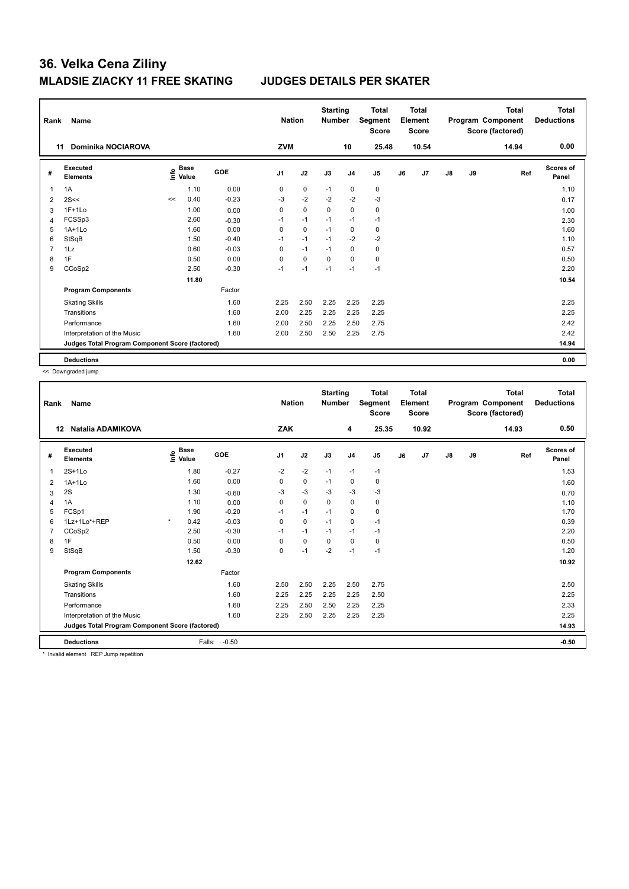# 36. Velka Cena Ziliny

## MLADSIE ZIACKY 11 FREE SKATING JUDGES DETAILS PER SKATER

| Rank | Name | Nation | Starting Number | Total Segment Score | Total Element Score | Total Program Component Score (factored) | Total Deductions |
|---|---|---|---|---|---|---|---|
| 11 | Dominika NOCIAROVA | ZVM | 10 | 25.48 | 10.54 | 14.94 | 0.00 |

| # | Executed Elements | Info | Base Value | GOE | J1 | J2 | J3 | J4 | J5 | J6 | J7 | J8 | J9 | Ref | Scores of Panel |
|---|---|---|---|---|---|---|---|---|---|---|---|---|---|---|---|
| 1 | 1A | | 1.10 | 0.00 | 0 | 0 | -1 | 0 | 0 | | | | | | 1.10 |
| 2 | 2S<< | << | 0.40 | -0.23 | -3 | -2 | -2 | -2 | -3 | | | | | | 0.17 |
| 3 | 1F+1Lo | | 1.00 | 0.00 | 0 | 0 | 0 | 0 | 0 | | | | | | 1.00 |
| 4 | FCSSp3 | | 2.60 | -0.30 | -1 | -1 | -1 | -1 | -1 | | | | | | 2.30 |
| 5 | 1A+1Lo | | 1.60 | 0.00 | 0 | 0 | -1 | 0 | 0 | | | | | | 1.60 |
| 6 | StSqB | | 1.50 | -0.40 | -1 | -1 | -1 | -2 | -2 | | | | | | 1.10 |
| 7 | 1Lz | | 0.60 | -0.03 | 0 | -1 | -1 | 0 | 0 | | | | | | 0.57 |
| 8 | 1F | | 0.50 | 0.00 | 0 | 0 | 0 | 0 | 0 | | | | | | 0.50 |
| 9 | CCoSp2 | | 2.50 | -0.30 | -1 | -1 | -1 | -1 | -1 | | | | | | 2.20 |
| | | | 11.80 | | | | | | | | | | | | 10.54 |
| | **Program Components** | | | Factor | | | | | | | | | | | |
| | Skating Skills | | | 1.60 | 2.25 | 2.50 | 2.25 | 2.25 | 2.25 | | | | | | 2.25 |
| | Transitions | | | 1.60 | 2.00 | 2.25 | 2.25 | 2.25 | 2.25 | | | | | | 2.25 |
| | Performance | | | 1.60 | 2.00 | 2.50 | 2.25 | 2.50 | 2.75 | | | | | | 2.42 |
| | Interpretation of the Music | | | 1.60 | 2.00 | 2.50 | 2.50 | 2.25 | 2.75 | | | | | | 2.42 |
| | **Judges Total Program Component Score (factored)** | | | | | | | | | | | | | | 14.94 |
| | **Deductions** | | | | | | | | | | | | | | 0.00 |

<< Downgraded jump

| Rank | Name | Nation | Starting Number | Total Segment Score | Total Element Score | Total Program Component Score (factored) | Total Deductions |
|---|---|---|---|---|---|---|---|
| 12 | Natalia ADAMIKOVA | ZAK | 4 | 25.35 | 10.92 | 14.93 | 0.50 |

| # | Executed Elements | Info | Base Value | GOE | J1 | J2 | J3 | J4 | J5 | J6 | J7 | J8 | J9 | Ref | Scores of Panel |
|---|---|---|---|---|---|---|---|---|---|---|---|---|---|---|---|
| 1 | 2S+1Lo | | 1.80 | -0.27 | -2 | -2 | -1 | -1 | -1 | | | | | | 1.53 |
| 2 | 1A+1Lo | | 1.60 | 0.00 | 0 | 0 | -1 | 0 | 0 | | | | | | 1.60 |
| 3 | 2S | | 1.30 | -0.60 | -3 | -3 | -3 | -3 | -3 | | | | | | 0.70 |
| 4 | 1A | | 1.10 | 0.00 | 0 | 0 | 0 | 0 | 0 | | | | | | 1.10 |
| 5 | FCSp1 | | 1.90 | -0.20 | -1 | -1 | -1 | 0 | 0 | | | | | | 1.70 |
| 6 | 1Lz+1Lo*+REP | * | 0.42 | -0.03 | 0 | 0 | -1 | 0 | -1 | | | | | | 0.39 |
| 7 | CCoSp2 | | 2.50 | -0.30 | -1 | -1 | -1 | -1 | -1 | | | | | | 2.20 |
| 8 | 1F | | 0.50 | 0.00 | 0 | 0 | 0 | 0 | 0 | | | | | | 0.50 |
| 9 | StSqB | | 1.50 | -0.30 | 0 | -1 | -2 | -1 | -1 | | | | | | 1.20 |
| | | | 12.62 | | | | | | | | | | | | 10.92 |
| | **Program Components** | | | Factor | | | | | | | | | | | |
| | Skating Skills | | | 1.60 | 2.50 | 2.50 | 2.25 | 2.50 | 2.75 | | | | | | 2.50 |
| | Transitions | | | 1.60 | 2.25 | 2.25 | 2.25 | 2.25 | 2.50 | | | | | | 2.25 |
| | Performance | | | 1.60 | 2.25 | 2.50 | 2.50 | 2.25 | 2.25 | | | | | | 2.33 |
| | Interpretation of the Music | | | 1.60 | 2.25 | 2.50 | 2.25 | 2.25 | 2.25 | | | | | | 2.25 |
| | **Judges Total Program Component Score (factored)** | | | | | | | | | | | | | | 14.93 |
| | **Deductions** | | Falls: | -0.50 | | | | | | | | | | | -0.50 |

* Invalid element REP Jump repetition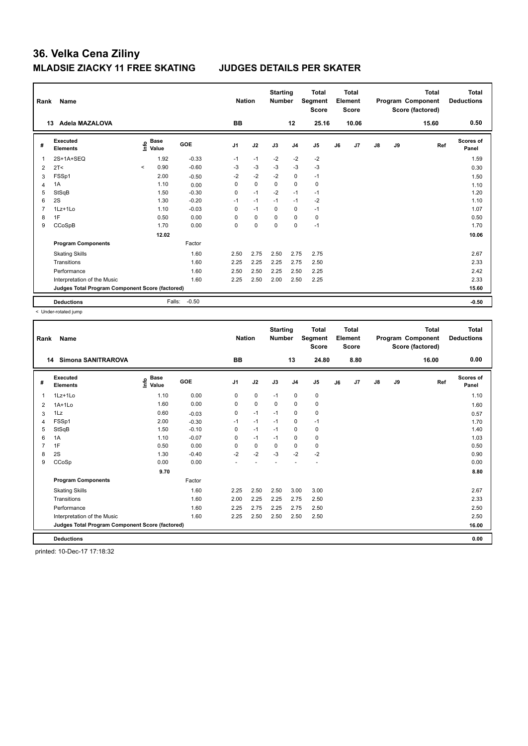# 36. Velka Cena Ziliny

## MLADSIE ZIACKY 11 FREE SKATING JUDGES DETAILS PER SKATER

| Rank | Name | Nation | Starting Number | Total Segment Score | Total Element Score | Total Program Component Score (factored) | Total Deductions |
|---|---|---|---|---|---|---|---|
| 13 | Adela MAZALOVA | BB | 12 | 25.16 | 10.06 | 15.60 | 0.50 |

| # | Executed Elements | Info | Base Value | GOE | J1 | J2 | J3 | J4 | J5 | J6 | J7 | J8 | J9 | Ref | Scores of Panel |
|---|---|---|---|---|---|---|---|---|---|---|---|---|---|---|---|
| 1 | 2S+1A+SEQ | | 1.92 | -0.33 | -1 | -1 | -2 | -2 | -2 | | | | | | 1.59 |
| 2 | 2T< | < | 0.90 | -0.60 | -3 | -3 | -3 | -3 | -3 | | | | | | 0.30 |
| 3 | FSSp1 | | 2.00 | -0.50 | -2 | -2 | -2 | 0 | -1 | | | | | | 1.50 |
| 4 | 1A | | 1.10 | 0.00 | 0 | 0 | 0 | 0 | 0 | | | | | | 1.10 |
| 5 | StSqB | | 1.50 | -0.30 | 0 | -1 | -2 | -1 | -1 | | | | | | 1.20 |
| 6 | 2S | | 1.30 | -0.20 | -1 | -1 | -1 | -1 | -2 | | | | | | 1.10 |
| 7 | 1Lz+1Lo | | 1.10 | -0.03 | 0 | -1 | 0 | 0 | -1 | | | | | | 1.07 |
| 8 | 1F | | 0.50 | 0.00 | 0 | 0 | 0 | 0 | 0 | | | | | | 0.50 |
| 9 | CCoSpB | | 1.70 | 0.00 | 0 | 0 | 0 | 0 | -1 | | | | | | 1.70 |
| | | | 12.02 | | | | | | | | | | | | 10.06 |
| | **Program Components** | | | Factor | | | | | | | | | | | |
| | Skating Skills | | | 1.60 | 2.50 | 2.75 | 2.50 | 2.75 | 2.75 | | | | | | 2.67 |
| | Transitions | | | 1.60 | 2.25 | 2.25 | 2.25 | 2.75 | 2.50 | | | | | | 2.33 |
| | Performance | | | 1.60 | 2.50 | 2.50 | 2.25 | 2.50 | 2.25 | | | | | | 2.42 |
| | Interpretation of the Music | | | 1.60 | 2.25 | 2.50 | 2.00 | 2.50 | 2.25 | | | | | | 2.33 |
| | **Judges Total Program Component Score (factored)** | | | | | | | | | | | | | | 15.60 |
| | **Deductions** | | Falls: | -0.50 | | | | | | | | | | | -0.50 |

< Under-rotated jump

| Rank | Name | Nation | Starting Number | Total Segment Score | Total Element Score | Total Program Component Score (factored) | Total Deductions |
|---|---|---|---|---|---|---|---|
| 14 | Simona SANITRAROVA | BB | 13 | 24.80 | 8.80 | 16.00 | 0.00 |

| # | Executed Elements | Info | Base Value | GOE | J1 | J2 | J3 | J4 | J5 | J6 | J7 | J8 | J9 | Ref | Scores of Panel |
|---|---|---|---|---|---|---|---|---|---|---|---|---|---|---|---|
| 1 | 1Lz+1Lo | | 1.10 | 0.00 | 0 | 0 | -1 | 0 | 0 | | | | | | 1.10 |
| 2 | 1A+1Lo | | 1.60 | 0.00 | 0 | 0 | 0 | 0 | 0 | | | | | | 1.60 |
| 3 | 1Lz | | 0.60 | -0.03 | 0 | -1 | -1 | 0 | 0 | | | | | | 0.57 |
| 4 | FSSp1 | | 2.00 | -0.30 | -1 | -1 | -1 | 0 | -1 | | | | | | 1.70 |
| 5 | StSqB | | 1.50 | -0.10 | 0 | -1 | -1 | 0 | 0 | | | | | | 1.40 |
| 6 | 1A | | 1.10 | -0.07 | 0 | -1 | -1 | 0 | 0 | | | | | | 1.03 |
| 7 | 1F | | 0.50 | 0.00 | 0 | 0 | 0 | 0 | 0 | | | | | | 0.50 |
| 8 | 2S | | 1.30 | -0.40 | -2 | -2 | -3 | -2 | -2 | | | | | | 0.90 |
| 9 | CCoSp | | 0.00 | 0.00 | - | - | - | - | - | | | | | | 0.00 |
| | | | 9.70 | | | | | | | | | | | | 8.80 |
| | **Program Components** | | | Factor | | | | | | | | | | | |
| | Skating Skills | | | 1.60 | 2.25 | 2.50 | 2.50 | 3.00 | 3.00 | | | | | | 2.67 |
| | Transitions | | | 1.60 | 2.00 | 2.25 | 2.25 | 2.75 | 2.50 | | | | | | 2.33 |
| | Performance | | | 1.60 | 2.25 | 2.75 | 2.25 | 2.75 | 2.50 | | | | | | 2.50 |
| | Interpretation of the Music | | | 1.60 | 2.25 | 2.50 | 2.50 | 2.50 | 2.50 | | | | | | 2.50 |
| | **Judges Total Program Component Score (factored)** | | | | | | | | | | | | | | 16.00 |
| | **Deductions** | | | | | | | | | | | | | | 0.00 |

printed: 10-Dec-17 17:18:32